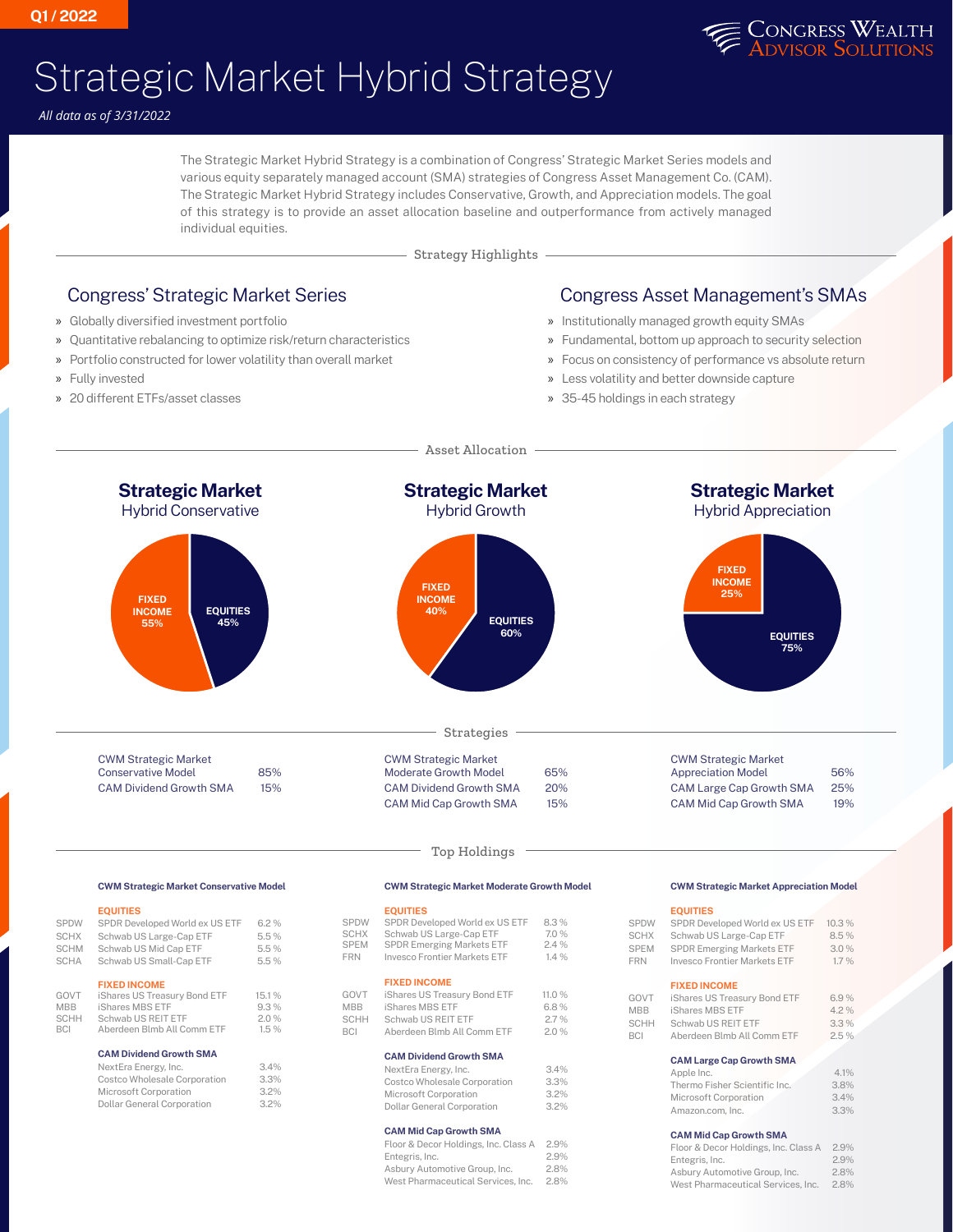Q1 / 2022

# Strategic Market Hybrid Strategy

*All data as of 3/31/2022*

The Strategic Market Hybrid Strategy is a combination of Congress' Strategic Market Series models and various equity separately managed account (SMA) strategies of Congress Asset Management Co. (CAM). The Strategic Market Hybrid Strategy includes Conservative, Growth, and Appreciation models. The goal of this strategy is to provide an asset allocation baseline and outperformance from actively managed individual equities.

## Strategy Highlights

### Congress' Strategic Market Series

- Globally diversified investment portfolio
- Quantitative rebalancing to optimize risk/return characteristics
- Portfolio constructed for lower volatility than overall market
- Fully invested
- 20 different ETFs/asset classes

### Congress Asset Management's SMAs

- Institutionally managed growth equity SMAs
- Fundamental, bottom up approach to security selection
- Focus on consistency of performance vs absolute return
- Less volatility and better downside capture
- 35-45 holdings in each strategy

## Asset Allocation

**Strategic Market** Hybrid Conservative

| Asset Class | Allocation |
|---|---|
| Fixed Income | 55% |
| Equities | 45% |

**Strategic Market** Hybrid Growth

| Asset Class | Allocation |
|---|---|
| Fixed Income | 40% |
| Equities | 60% |

**Strategic Market** Hybrid Appreciation

| Asset Class | Allocation |
|---|---|
| Fixed Income | 25% |
| Equities | 75% |

## Strategies

**Strategic Market Hybrid Conservative**

| Strategy | Weight |
|---|---|
| CWM Strategic Market Conservative Model | 85% |
| CAM Dividend Growth SMA | 15% |

**Strategic Market Hybrid Growth**

| Strategy | Weight |
|---|---|
| CWM Strategic Market Moderate Growth Model | 65% |
| CAM Dividend Growth SMA | 20% |
| CAM Mid Cap Growth SMA | 15% |

**Strategic Market Hybrid Appreciation**

| Strategy | Weight |
|---|---|
| CWM Strategic Market Appreciation Model | 56% |
| CAM Large Cap Growth SMA | 25% |
| CAM Mid Cap Growth SMA | 19% |

## Top Holdings

### CWM Strategic Market Conservative Model

**EQUITIES**

| Ticker | Name | Weight |
|---|---|---|
| SPDW | SPDR Developed World ex US ETF | 6.2 % |
| SCHX | Schwab US Large-Cap ETF | 5.5 % |
| SCHM | Schwab US Mid Cap ETF | 5.5 % |
| SCHA | Schwab US Small-Cap ETF | 5.5 % |

**FIXED INCOME**

| Ticker | Name | Weight |
|---|---|---|
| GOVT | iShares US Treasury Bond ETF | 15.1 % |
| MBB | iShares MBS ETF | 9.3 % |
| SCHH | Schwab US REIT ETF | 2.0 % |
| BCI | Aberdeen Blmb All Comm ETF | 1.5 % |

**CAM Dividend Growth SMA**

| Name | Weight |
|---|---|
| NextEra Energy, Inc. | 3.4% |
| Costco Wholesale Corporation | 3.3% |
| Microsoft Corporation | 3.2% |
| Dollar General Corporation | 3.2% |

### CWM Strategic Market Moderate Growth Model

**EQUITIES**

| Ticker | Name | Weight |
|---|---|---|
| SPDW | SPDR Developed World ex US ETF | 8.3 % |
| SCHX | Schwab US Large-Cap ETF | 7.0 % |
| SPEM | SPDR Emerging Markets ETF | 2.4 % |
| FRN | Invesco Frontier Markets ETF | 1.4 % |

**FIXED INCOME**

| Ticker | Name | Weight |
|---|---|---|
| GOVT | iShares US Treasury Bond ETF | 11.0 % |
| MBB | iShares MBS ETF | 6.8 % |
| SCHH | Schwab US REIT ETF | 2.7 % |
| BCI | Aberdeen Blmb All Comm ETF | 2.0 % |

**CAM Dividend Growth SMA**

| Name | Weight |
|---|---|
| NextEra Energy, Inc. | 3.4% |
| Costco Wholesale Corporation | 3.3% |
| Microsoft Corporation | 3.2% |
| Dollar General Corporation | 3.2% |

**CAM Mid Cap Growth SMA**

| Name | Weight |
|---|---|
| Floor & Decor Holdings, Inc. Class A | 2.9% |
| Entegris, Inc. | 2.9% |
| Asbury Automotive Group, Inc. | 2.8% |
| West Pharmaceutical Services, Inc. | 2.8% |

### CWM Strategic Market Appreciation Model

**EQUITIES**

| Ticker | Name | Weight |
|---|---|---|
| SPDW | SPDR Developed World ex US ETF | 10.3 % |
| SCHX | Schwab US Large-Cap ETF | 8.5 % |
| SPEM | SPDR Emerging Markets ETF | 3.0 % |
| FRN | Invesco Frontier Markets ETF | 1.7 % |

**FIXED INCOME**

| Ticker | Name | Weight |
|---|---|---|
| GOVT | iShares US Treasury Bond ETF | 6.9 % |
| MBB | iShares MBS ETF | 4.2 % |
| SCHH | Schwab US REIT ETF | 3.3 % |
| BCI | Aberdeen Blmb All Comm ETF | 2.5 % |

**CAM Large Cap Growth SMA**

| Name | Weight |
|---|---|
| Apple Inc. | 4.1% |
| Thermo Fisher Scientific Inc. | 3.8% |
| Microsoft Corporation | 3.4% |
| Amazon.com, Inc. | 3.3% |

**CAM Mid Cap Growth SMA**

| Name | Weight |
|---|---|
| Floor & Decor Holdings, Inc. Class A | 2.9% |
| Entegris, Inc. | 2.9% |
| Asbury Automotive Group, Inc. | 2.8% |
| West Pharmaceutical Services, Inc. | 2.8% |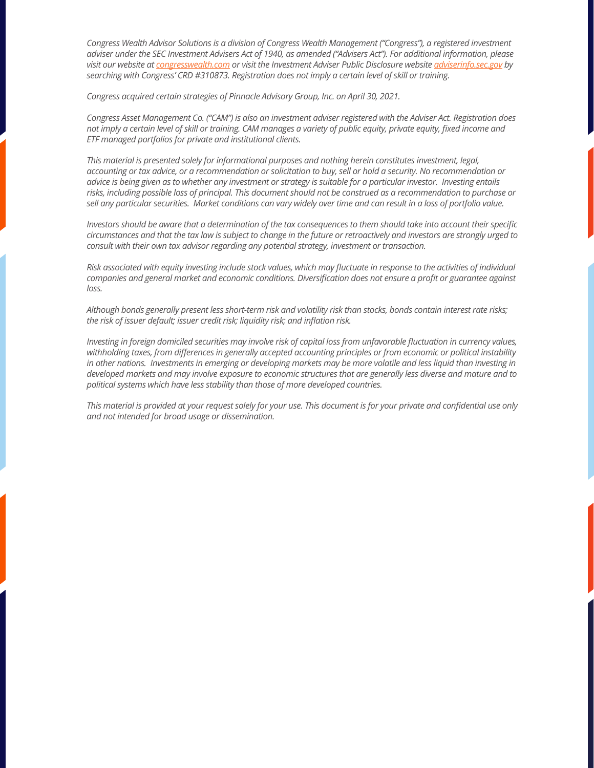*Congress Wealth Advisor Solutions is a division of Congress Wealth Management ("Congress"), a registered investment adviser under the SEC Investment Advisers Act of 1940, as amended ("Advisers Act"). For additional information, please visit our website at congresswealth.com or visit the Investment Adviser Public Disclosure website adviserinfo.sec.gov by searching with Congress' CRD #310873. Registration does not imply a certain level of skill or training.*

*Congress acquired certain strategies of Pinnacle Advisory Group, Inc. on April 30, 2021.*

*Congress Asset Management Co. ("CAM") is also an investment adviser registered with the Adviser Act. Registration does not imply a certain level of skill or training. CAM manages a variety of public equity, private equity, fixed income and ETF managed portfolios for private and institutional clients.*

*This material is presented solely for informational purposes and nothing herein constitutes investment, legal, accounting or tax advice, or a recommendation or solicitation to buy, sell or hold a security. No recommendation or advice is being given as to whether any investment or strategy is suitable for a particular investor. Investing entails risks, including possible loss of principal. This document should not be construed as a recommendation to purchase or sell any particular securities. Market conditions can vary widely over time and can result in a loss of portfolio value.*

*Investors should be aware that a determination of the tax consequences to them should take into account their specific circumstances and that the tax law is subject to change in the future or retroactively and investors are strongly urged to consult with their own tax advisor regarding any potential strategy, investment or transaction.*

*Risk associated with equity investing include stock values, which may fluctuate in response to the activities of individual companies and general market and economic conditions. Diversification does not ensure a profit or guarantee against loss.*

*Although bonds generally present less short-term risk and volatility risk than stocks, bonds contain interest rate risks; the risk of issuer default; issuer credit risk; liquidity risk; and inflation risk.*

*Investing in foreign domiciled securities may involve risk of capital loss from unfavorable fluctuation in currency values, withholding taxes, from differences in generally accepted accounting principles or from economic or political instability in other nations. Investments in emerging or developing markets may be more volatile and less liquid than investing in developed markets and may involve exposure to economic structures that are generally less diverse and mature and to political systems which have less stability than those of more developed countries.*

*This material is provided at your request solely for your use. This document is for your private and confidential use only and not intended for broad usage or dissemination.*